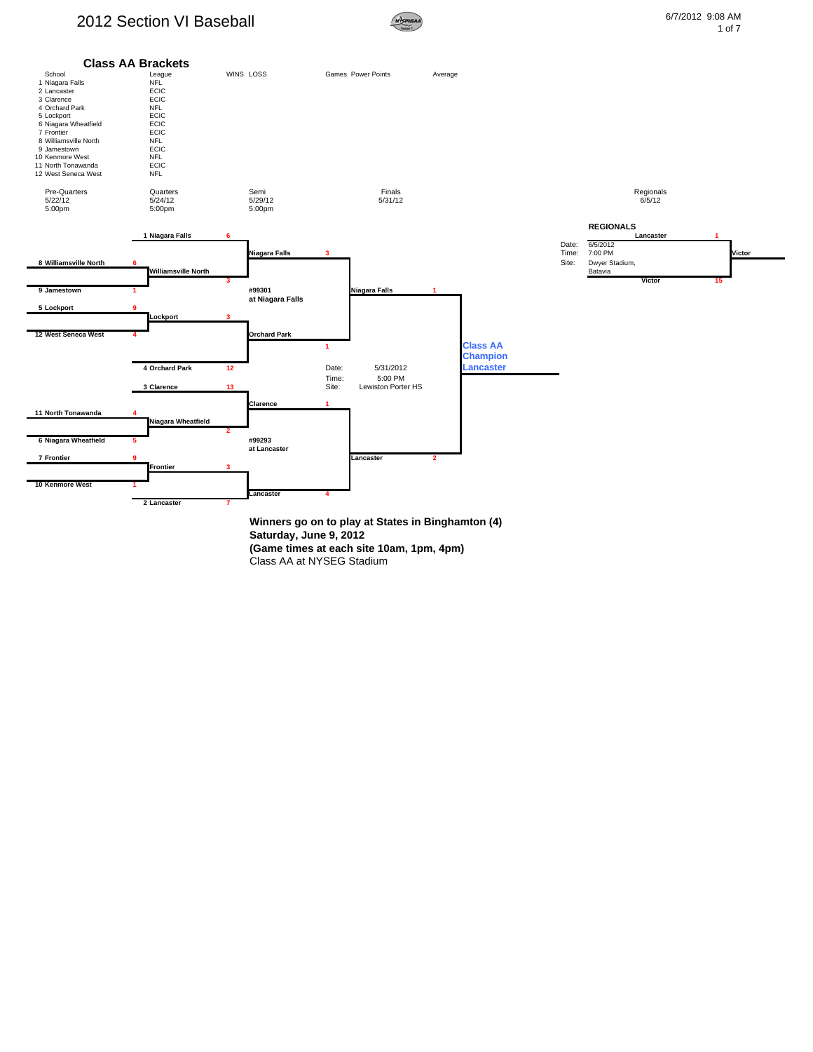# 2012 Section VI Baseball

## Class AA Brackets

| School | League | WINS | LOSS | Games | Power Points | Average |
|---|---|---|---|---|---|---|
| 1 Niagara Falls | NFL | | | | | |
| 2 Lancaster | ECIC | | | | | |
| 3 Clarence | ECIC | | | | | |
| 4 Orchard Park | NFL | | | | | |
| 5 Lockport | ECIC | | | | | |
| 6 Niagara Wheatfield | ECIC | | | | | |
| 7 Frontier | ECIC | | | | | |
| 8 Williamsville North | NFL | | | | | |
| 9 Jamestown | ECIC | | | | | |
| 10 Kenmore West | NFL | | | | | |
| 11 North Tonawanda | ECIC | | | | | |
| 12 West Seneca West | NFL | | | | | |

| Round | Date | Time |
|---|---|---|
| Pre-Quarters | 5/22/12 | 5:00pm |
| Quarters | 5/24/12 | 5:00pm |
| Semi | 5/29/12 | 5:00pm |
| Finals | 5/31/12 | |
| Regionals | 6/5/12 | |

### Pre-Quarters

- 8 Williamsville North 6, 9 Jamestown 1
- 5 Lockport 9, 12 West Seneca West 4
- 11 North Tonawanda 4, 6 Niagara Wheatfield 5
- 7 Frontier 9, 10 Kenmore West 1

### Quarters

- 1 Niagara Falls 6, Williamsville North 3
- Lockport 3, 4 Orchard Park 12
- 3 Clarence 13, Niagara Wheatfield 2
- Frontier 3, 2 Lancaster 7

### Semi

- Niagara Falls 3, Orchard Park 1 — #99301 at Niagara Falls
- Clarence 1, Lancaster 4 — #99293 at Lancaster

### Finals

- Niagara Falls 1, Lancaster 2

Date: 5/31/2012
Time: 5:00 PM
Site: Lewiston Porter HS

**Class AA Champion Lancaster**

### REGIONALS

- Lancaster 1, Victor 15 — Winner: Victor

Date: 6/5/2012
Time: 7:00 PM
Site: Dwyer Stadium, Batavia

**Winners go on to play at States in Binghamton (4)**
**Saturday, June 9, 2012**
**(Game times at each site 10am, 1pm, 4pm)**
Class AA at NYSEG Stadium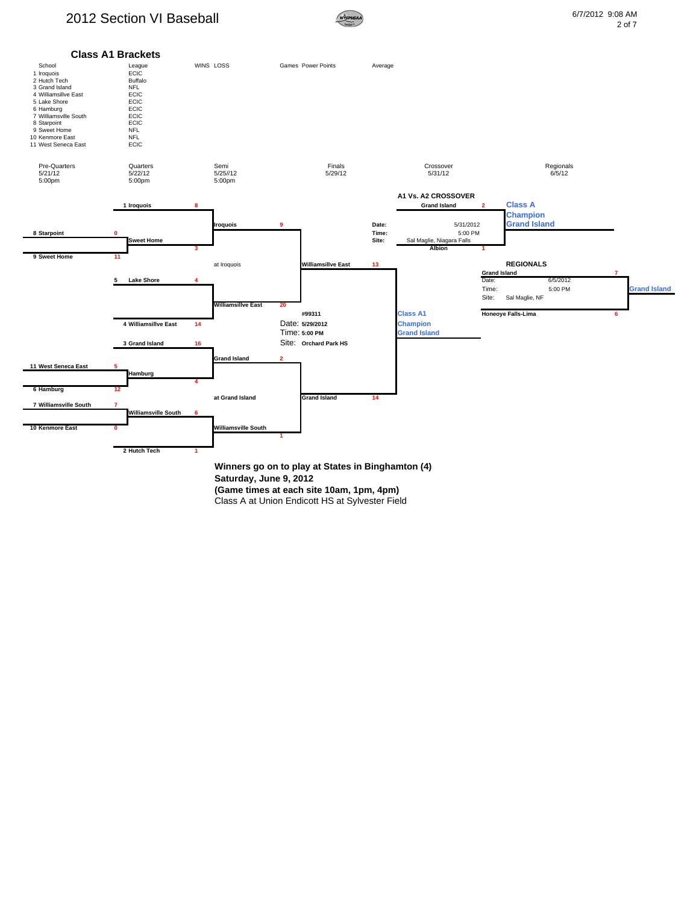# 2012 Section VI Baseball

6/7/2012 9:08 AM

## Class A1 Brackets

| School | League | WINS | LOSS | Games | Power Points | Average |
|---|---|---|---|---|---|---|
| 1 Iroquois | ECIC | | | | | |
| 2 Hutch Tech | Buffalo | | | | | |
| 3 Grand Island | NFL | | | | | |
| 4 Williamsillve East | ECIC | | | | | |
| 5 Lake Shore | ECIC | | | | | |
| 6 Hamburg | ECIC | | | | | |
| 7 Williamsville South | ECIC | | | | | |
| 8 Starpoint | ECIC | | | | | |
| 9 Sweet Home | NFL | | | | | |
| 10 Kenmore East | NFL | | | | | |
| 11 West Seneca East | ECIC | | | | | |

| Round | Date | Time |
|---|---|---|
| Pre-Quarters | 5/21/12 | 5:00pm |
| Quarters | 5/22/12 | 5:00pm |
| Semi | 5/25//12 | 5:00pm |
| Finals | 5/29/12 | |
| Crossover | 5/31/12 | |
| Regionals | 6/5/12 | |

### Pre-Quarters
- 8 Starpoint 0 vs 9 Sweet Home 11
- 11 West Seneca East 5 vs 6 Hamburg 12
- 7 Williamsville South 7 vs 10 Kenmore East 0

### Quarters
- 1 Iroquois 8 vs Sweet Home 3
- 5 Lake Shore 4 vs 4 Williamsillve East 14
- 3 Grand Island 16 vs Hamburg 4
- Williamsville South 6 vs 2 Hutch Tech 1

### Semi
- Iroquois 9 vs Williamsillve East 20 (at Iroquois)
- Grand Island 2 vs Williamsville South 1 (at Grand Island)

### Finals
- Williamsillve East 13 vs Grand Island 14

#99311
Date: 5/29/2012
Time: 5:00 PM
Site: Orchard Park HS

**Class A1 Champion Grand Island**

### A1 Vs. A2 CROSSOVER
- Grand Island 2 vs Albion 1

Date: 5/31/2012
Time: 5:00 PM
Site: Sal Maglie, Niagara Falls

**Class A Champion Grand Island**

### REGIONALS
- Grand Island 7 vs Honeoye Falls-Lima 6

Date: 6/5/2012
Time: 5:00 PM
Site: Sal Maglie, NF

**Grand Island**

**Winners go on to play at States in Binghamton (4)**
**Saturday, June 9, 2012**
**(Game times at each site 10am, 1pm, 4pm)**
Class A at Union Endicott HS at Sylvester Field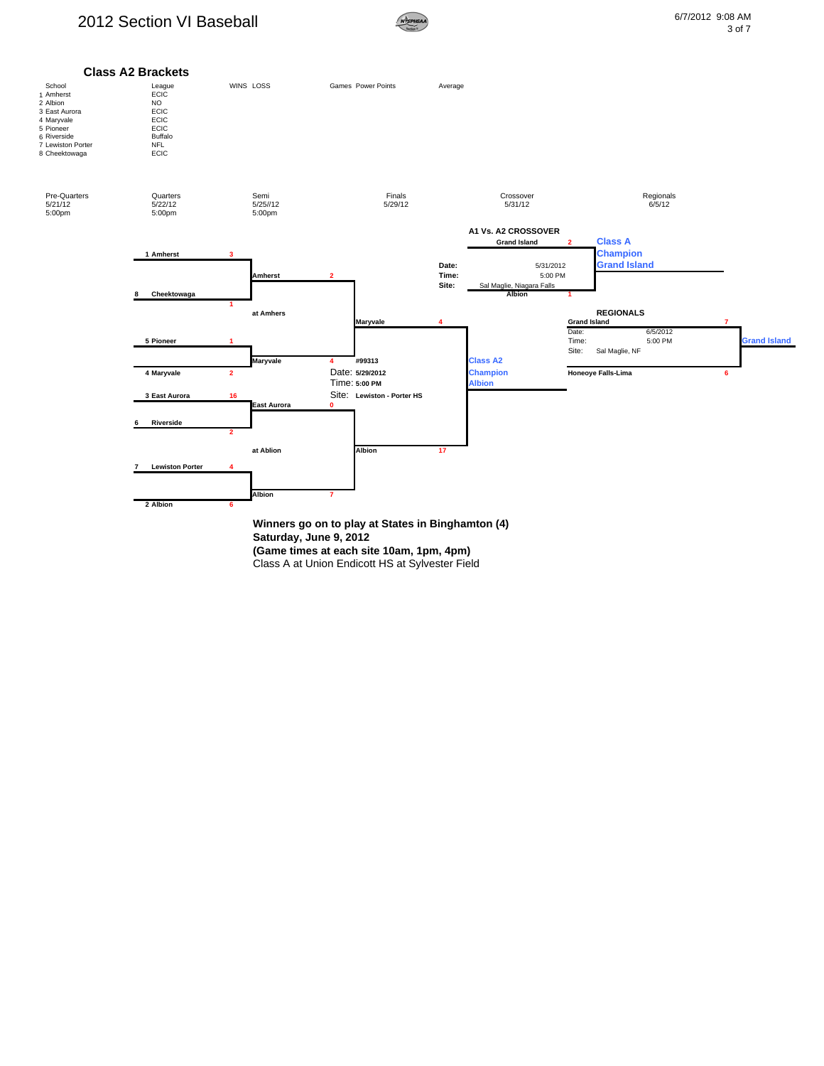# 2012 Section VI Baseball

6/7/2012 9:08 AM

## Class A2 Brackets

| | School | League | WINS | LOSS | Games | Power Points | Average |
|---|---|---|---|---|---|---|---|
| 1 | Amherst | ECIC | | | | | |
| 2 | Albion | NO | | | | | |
| 3 | East Aurora | ECIC | | | | | |
| 4 | Maryvale | ECIC | | | | | |
| 5 | Pioneer | ECIC | | | | | |
| 6 | Riverside | Buffalo | | | | | |
| 7 | Lewiston Porter | NFL | | | | | |
| 8 | Cheektowaga | ECIC | | | | | |

| Pre-Quarters | Quarters | Semi | Finals | Crossover | Regionals |
|---|---|---|---|---|---|
| 5/21/12 5:00pm | 5/22/12 5:00pm | 5/25//12 5:00pm | 5/29/12 | 5/31/12 | 6/5/12 |

### Quarters (5/22/12)

- 1 Amherst 3 vs. 8 Cheektowaga 1
- 5 Pioneer 1 vs. 4 Maryvale 2
- 3 East Aurora 16 vs. 6 Riverside 2
- 7 Lewiston Porter 4 vs. 2 Albion 6

### Semi (5/25/12)

- Amherst 2 vs. Maryvale 4 (at Amhers)
- East Aurora 0 vs. Albion 7 (at Ablion)

### Finals (5/29/12)

- Maryvale 4 vs. Albion 17
- #99313
- Date: 5/29/2012
- Time: 5:00 PM
- Site: Lewiston - Porter HS

**Class A2 Champion Albion**

### A1 Vs. A2 CROSSOVER

- Grand Island 2 vs. Albion 1
- Date: 5/31/2012
- Time: 5:00 PM
- Site: Sal Maglie, Niagara Falls

**Class A Champion Grand Island**

### REGIONALS

- Grand Island 7 vs. Honeoye Falls-Lima 6
- Date: 6/5/2012
- Time: 5:00 PM
- Site: Sal Maglie, NF

**Grand Island**

**Winners go on to play at States in Binghamton (4)**
**Saturday, June 9, 2012**
**(Game times at each site 10am, 1pm, 4pm)**
Class A at Union Endicott HS at Sylvester Field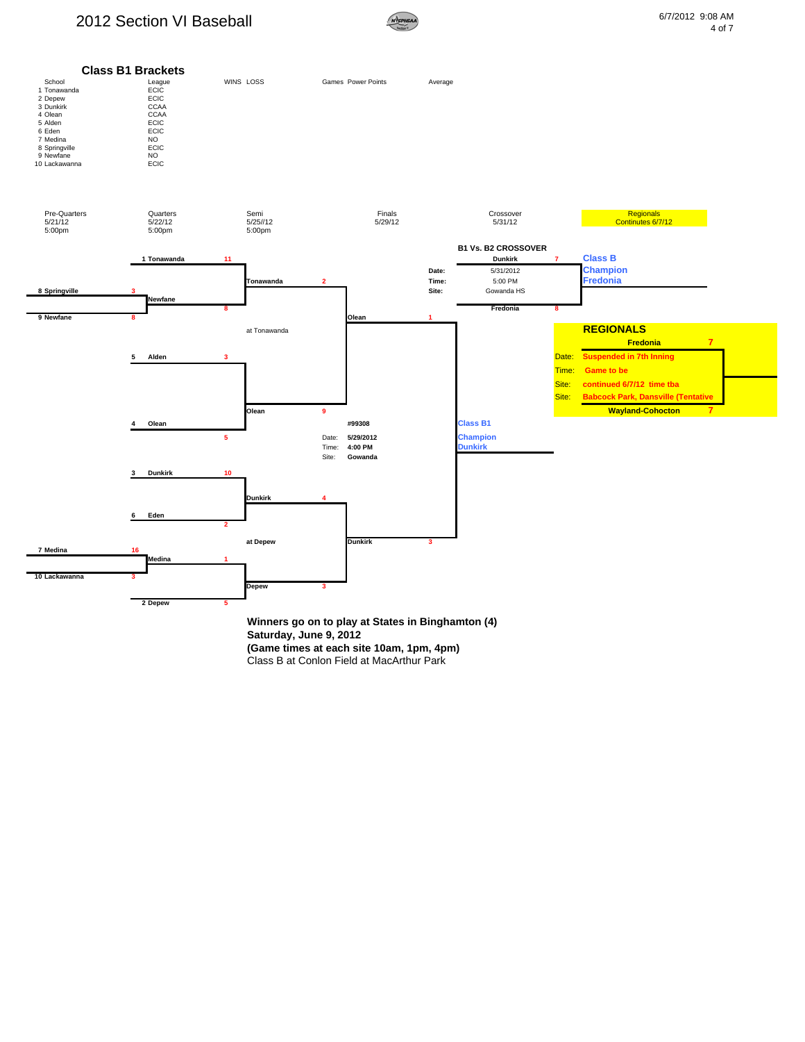# 2012 Section VI Baseball

6/7/2012 9:08 AM

## Class B1 Brackets

| School | League | WINS | LOSS | Games | Power Points | Average |
|---|---|---|---|---|---|---|
| 1 Tonawanda | ECIC | | | | | |
| 2 Depew | ECIC | | | | | |
| 3 Dunkirk | CCAA | | | | | |
| 4 Olean | CCAA | | | | | |
| 5 Alden | ECIC | | | | | |
| 6 Eden | ECIC | | | | | |
| 7 Medina | NO | | | | | |
| 8 Springville | ECIC | | | | | |
| 9 Newfane | NO | | | | | |
| 10 Lackawanna | ECIC | | | | | |

| Pre-Quarters | Quarters | Semi | Finals | Crossover | Regionals |
|---|---|---|---|---|---|
| 5/21/12 | 5/22/12 | 5/25//12 | 5/29/12 | 5/31/12 | Continutes 6/7/12 |
| 5:00pm | 5:00pm | 5:00pm | | | |

### Pre-Quarters
- 8 Springville 3 vs. 9 Newfane 8
- 7 Medina 16 vs. 10 Lackawanna 3

### Quarters
- 1 Tonawanda 11 vs. Newfane 8
- 5 Alden 3 vs. 4 Olean 5
- 3 Dunkirk 10 vs. 6 Eden 2
- Medina 1 vs. 2 Depew 5

### Semi
- Tonawanda 2 vs. Olean 9 (at Tonawanda)
- Dunkirk 4 vs. Depew 3 (at Depew)

### Finals
- Olean 1 vs. Dunkirk 3

#99308
Date: 5/29/2012
Time: 4:00 PM
Site: Gowanda

Class B1 Champion Dunkirk

### B1 Vs. B2 CROSSOVER
Dunkirk 7
Date: 5/31/2012
Time: 5:00 PM
Site: Gowanda HS
Fredonia 8

Class B Champion Fredonia

### REGIONALS
Fredonia 7
Date: Suspended in 7th Inning
Time: Game to be
Site: continued 6/7/12 time tba
Site: Babcock Park, Dansville (Tentative
Wayland-Cohocton 7

**Winners go on to play at States in Binghamton (4)**
**Saturday, June 9, 2012**
**(Game times at each site 10am, 1pm, 4pm)**
Class B at Conlon Field at MacArthur Park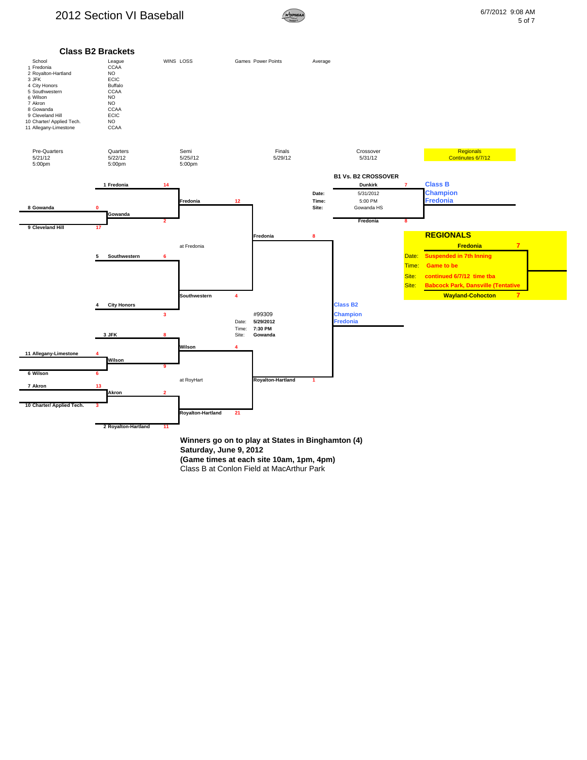# 2012 Section VI Baseball

## Class B2 Brackets

| School | League | WINS | LOSS | Games | Power Points | Average |
|---|---|---|---|---|---|---|
| 1 Fredonia | CCAA | | | | | |
| 2 Royalton-Hartland | NO | | | | | |
| 3 JFK | ECIC | | | | | |
| 4 City Honors | Buffalo | | | | | |
| 5 Southwestern | CCAA | | | | | |
| 6 Wilson | NO | | | | | |
| 7 Akron | NO | | | | | |
| 8 Gowanda | CCAA | | | | | |
| 9 Cleveland Hill | ECIC | | | | | |
| 10 Charter/ Applied Tech. | NO | | | | | |
| 11 Allegany-Limestone | CCAA | | | | | |

| Pre-Quarters | Quarters | Semi | Finals | Crossover | Regionals |
|---|---|---|---|---|---|
| 5/21/12 | 5/22/12 | 5/25//12 | 5/29/12 | 5/31/12 | Continutes 6/7/12 |
| 5:00pm | 5:00pm | 5:00pm | | | |

### Pre-Quarters

- 8 Gowanda 0 vs. 9 Cleveland Hill 17 — Winner: Gowanda
- 11 Allegany-Limestone 4 vs. 6 Wilson 6 — Winner: Wilson
- 7 Akron 13 vs. 10 Charter/ Applied Tech. 3 — Winner: Akron

### Quarters

- 1 Fredonia 14 vs. Gowanda 2 — Winner: Fredonia
- 5 Southwestern 6 vs. 4 City Honors 3 — Winner: Southwestern
- 3 JFK 8 vs. Wilson 9 — Winner: Wilson
- Akron 2 vs. 2 Royalton-Hartland 11 — Winner: Royalton-Hartland

### Semi

- Fredonia 12 vs. Southwestern 4 (at Fredonia) — Winner: Fredonia
- Wilson 4 vs. Royalton-Hartland 21 (at RoyHart) — Winner: Royalton-Hartland

### Finals

#99309
Date: 5/29/2012
Time: 7:30 PM
Site: Gowanda

- Fredonia 8 vs. Royalton-Hartland 1

Class B2 Champion Fredonia

### B1 Vs. B2 CROSSOVER

Date: 5/31/2012
Time: 5:00 PM
Site: Gowanda HS

- Dunkirk 7 vs. Fredonia 8

Class B Champion Fredonia

### REGIONALS

- Fredonia 7 vs. Wayland-Cohocton 7

Date: Suspended in 7th Inning
Time: Game to be
Site: continued 6/7/12 time tba
Site: Babcock Park, Dansville (Tentative

**Winners go on to play at States in Binghamton (4)**
**Saturday, June 9, 2012**
**(Game times at each site 10am, 1pm, 4pm)**
Class B at Conlon Field at MacArthur Park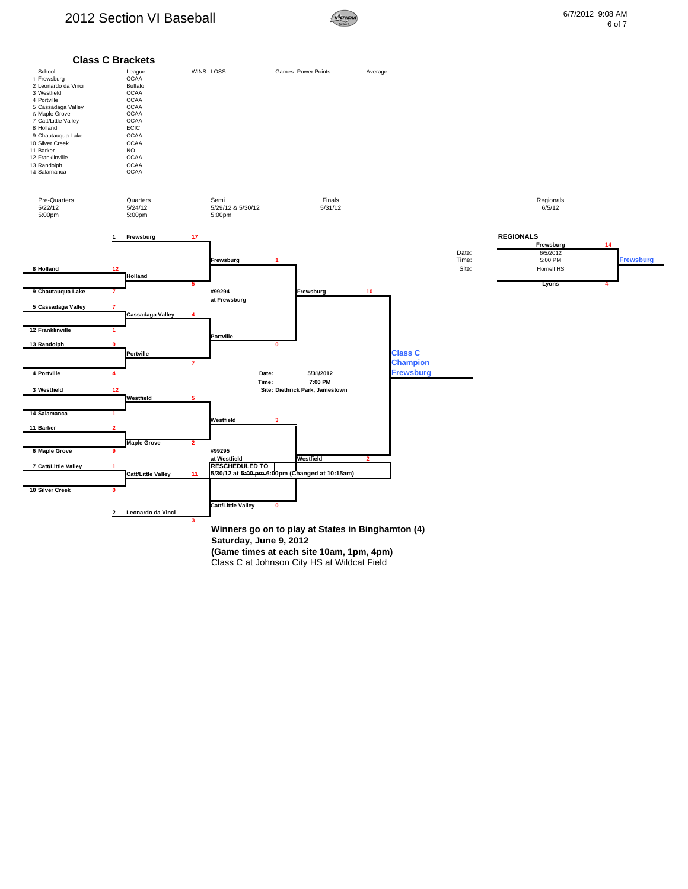# 2012 Section VI Baseball

## Class C Brackets

| # | School | League | WINS | LOSS | Games | Power Points | Average |
|---|---|---|---|---|---|---|---|
| 1 | Frewsburg | CCAA | | | | | |
| 2 | Leonardo da Vinci | Buffalo | | | | | |
| 3 | Westfield | CCAA | | | | | |
| 4 | Portville | CCAA | | | | | |
| 5 | Cassadaga Valley | CCAA | | | | | |
| 6 | Maple Grove | CCAA | | | | | |
| 7 | Catt/Little Valley | CCAA | | | | | |
| 8 | Holland | ECIC | | | | | |
| 9 | Chautauqua Lake | CCAA | | | | | |
| 10 | Silver Creek | CCAA | | | | | |
| 11 | Barker | NO | | | | | |
| 12 | Franklinville | CCAA | | | | | |
| 13 | Randolph | CCAA | | | | | |
| 14 | Salamanca | CCAA | | | | | |

| Round | Date | Time |
|---|---|---|
| Pre-Quarters | 5/22/12 | 5:00pm |
| Quarters | 5/24/12 | 5:00pm |
| Semi | 5/29/12 & 5/30/12 | 5:00pm |
| Finals | 5/31/12 | |
| Regionals | 6/5/12 | |

### Pre-Quarters

- 8 Holland 12 vs. 9 Chautauqua Lake 7
- 5 Cassadaga Valley 7 vs. 12 Franklinville 1
- 13 Randolph 0 vs. 4 Portville 4
- 3 Westfield 12 vs. 14 Salamanca 1
- 11 Barker 2 vs. 6 Maple Grove 9
- 7 Catt/Little Valley 1 vs. 10 Silver Creek 0

### Quarters

- 1 Frewsburg 17 vs. Holland 5
- Cassadaga Valley 4 vs. Portville 7
- Westfield 5 vs. Maple Grove 2
- Catt/Little Valley 11 vs. 2 Leonardo da Vinci 3

### Semi

- #99294 at Frewsburg: Frewsburg 1 vs. Portville 0
- #99295 at Westfield: Westfield 3 vs. Catt/Little Valley 0
  - RESCHEDULED TO 5/30/12 at ~~5:00 pm~~ 6:00pm (Changed at 10:15am)

### Finals

Frewsburg 10 vs. Westfield 2

Date: 5/31/2012
Time: 7:00 PM
Site: Diethrick Park, Jamestown

**Class C Champion Frewsburg**

### REGIONALS

Frewsburg 14 vs. Lyons 4

Date: 6/5/2012
Time: 5:00 PM
Site: Hornell HS

Winner: Frewsburg

**Winners go on to play at States in Binghamton (4)**
**Saturday, June 9, 2012**
**(Game times at each site 10am, 1pm, 4pm)**
Class C at Johnson City HS at Wildcat Field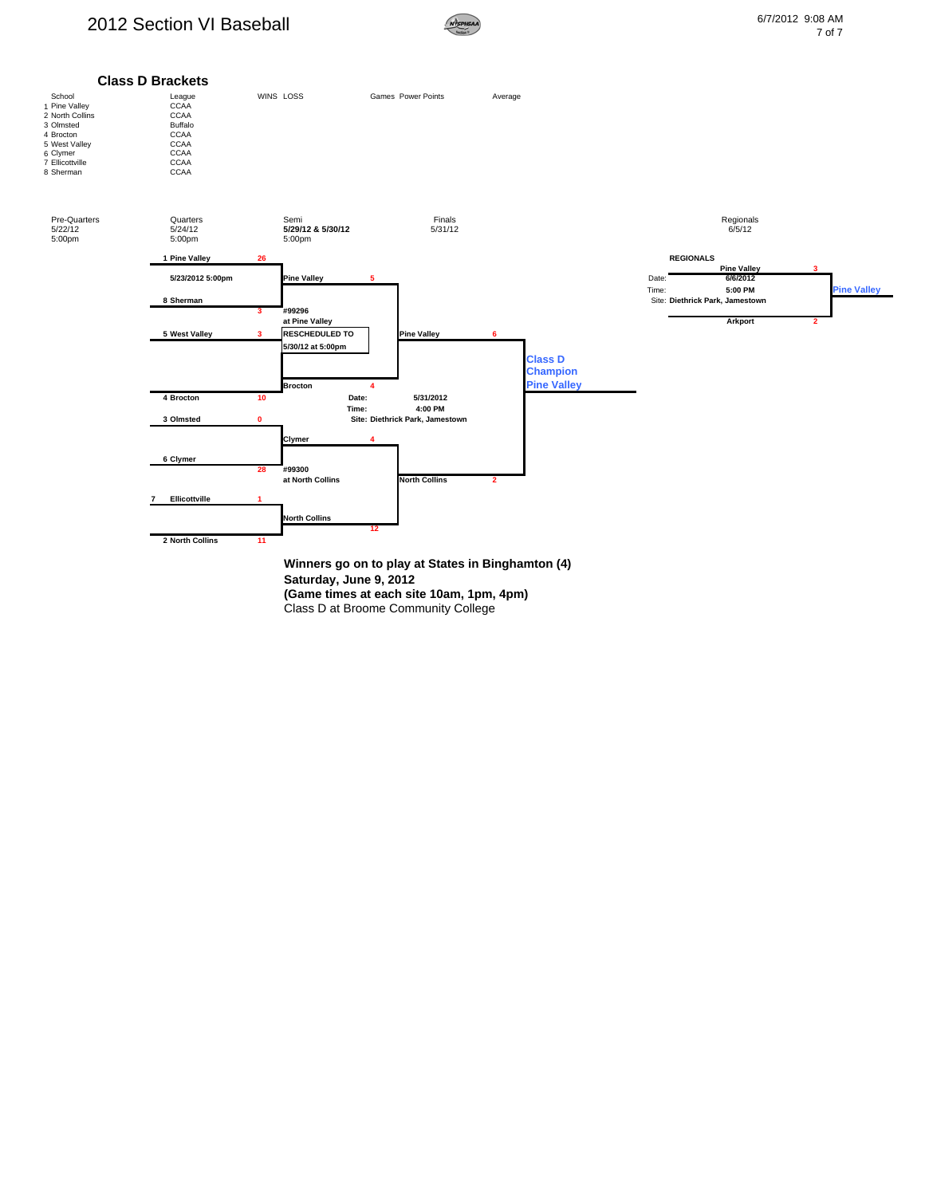# 2012 Section VI Baseball

## Class D Brackets

| School | League | WINS | LOSS | Games | Power Points | Average |
|---|---|---|---|---|---|---|
| 1 Pine Valley | CCAA | | | | | |
| 2 North Collins | CCAA | | | | | |
| 3 Olmsted | Buffalo | | | | | |
| 4 Brocton | CCAA | | | | | |
| 5 West Valley | CCAA | | | | | |
| 6 Clymer | CCAA | | | | | |
| 7 Ellicottville | CCAA | | | | | |
| 8 Sherman | CCAA | | | | | |

Pre-Quarters
5/22/12
5:00pm

Quarters
5/24/12
5:00pm

Semi
**5/29/12 & 5/30/12**
5:00pm

Finals
5/31/12

Regionals
6/5/12

**Quarters**

**1 Pine Valley** 26
**5/23/2012 5:00pm**
**8 Sherman** 3

**5 West Valley** 3
**4 Brocton** 10

**3 Olmsted** 0
**6 Clymer** 28

**7 Ellicottville** 1
**2 North Collins** 11

**Semi**

**Pine Valley** 5
**#99296**
**at Pine Valley**
**RESCHEDULED TO**
**5/30/12 at 5:00pm**
**Brocton** 4

**Clymer** 4
**#99300**
**at North Collins**
**North Collins** 12

**Finals**

**Pine Valley** 6
**North Collins** 2

**Date:** 5/31/2012
**Time:** 4:00 PM
**Site:** Diethrick Park, Jamestown

**Class D Champion**
**Pine Valley**

**REGIONALS**

**Pine Valley** 3
Date: **6/6/2012**
Time: **5:00 PM**
Site: **Diethrick Park, Jamestown**
**Arkport** 2

Pine Valley

**Winners go on to play at States in Binghamton (4)**
**Saturday, June 9, 2012**
**(Game times at each site 10am, 1pm, 4pm)**
Class D at Broome Community College